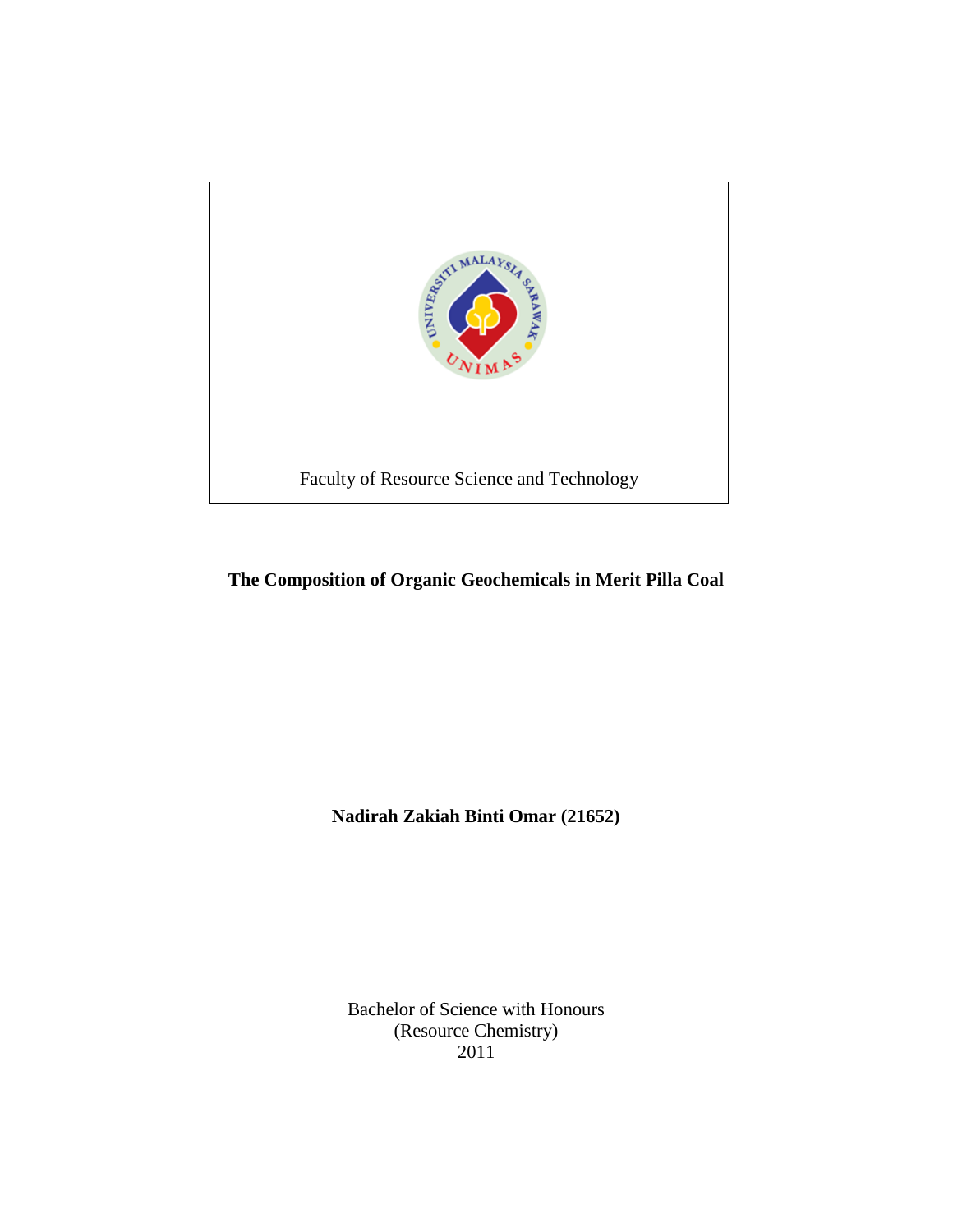Faculty of Resource Science and Technology

**The Composition of Organic Geochemicals in Merit Pilla Coal**

**Nadirah Zakiah Binti Omar (21652)**

Bachelor of Science with Honours
(Resource Chemistry)
2011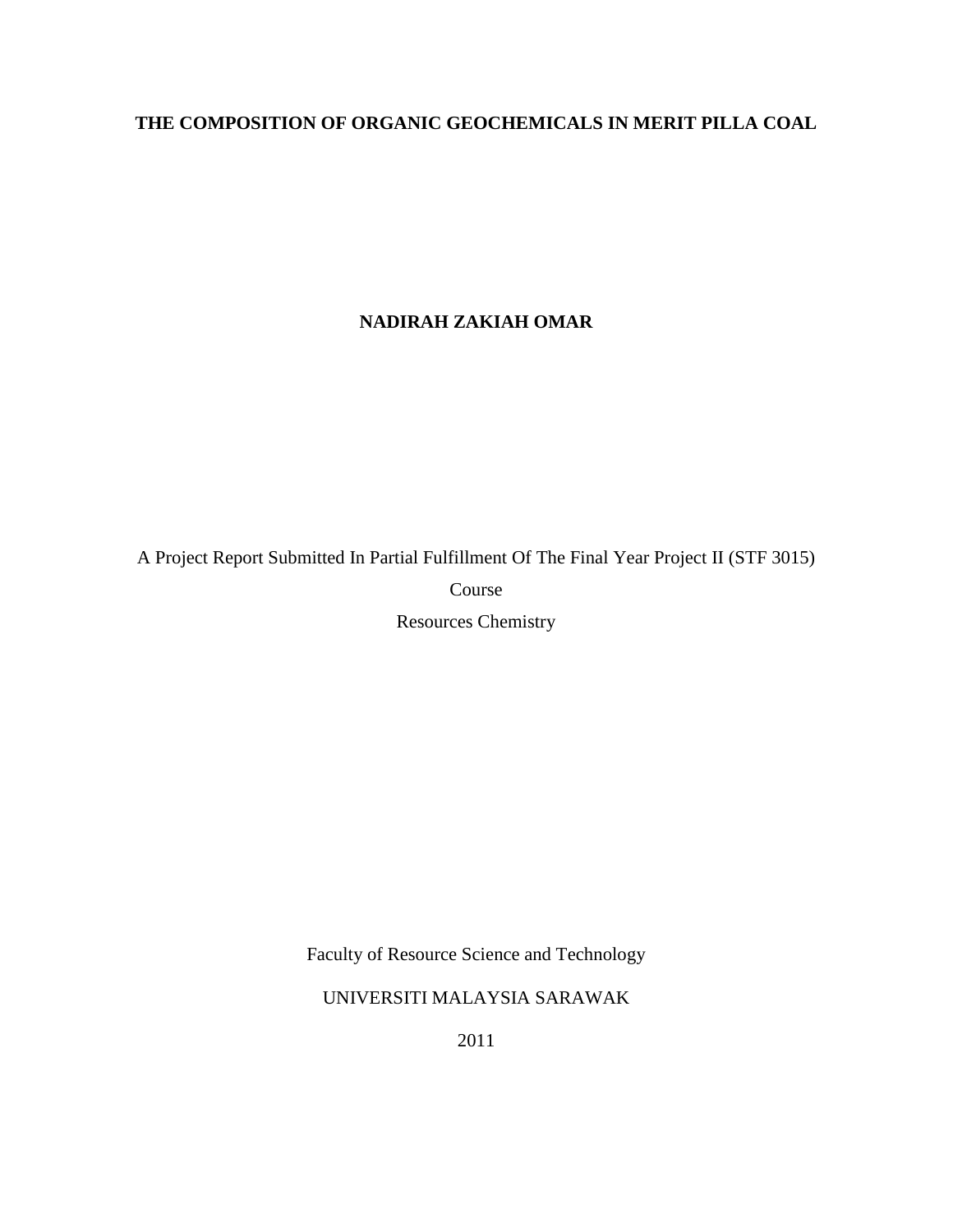**THE COMPOSITION OF ORGANIC GEOCHEMICALS IN MERIT PILLA COAL**

**NADIRAH ZAKIAH OMAR**

A Project Report Submitted In Partial Fulfillment Of The Final Year Project II (STF 3015) Course

Resources Chemistry

Faculty of Resource Science and Technology

UNIVERSITI MALAYSIA SARAWAK

2011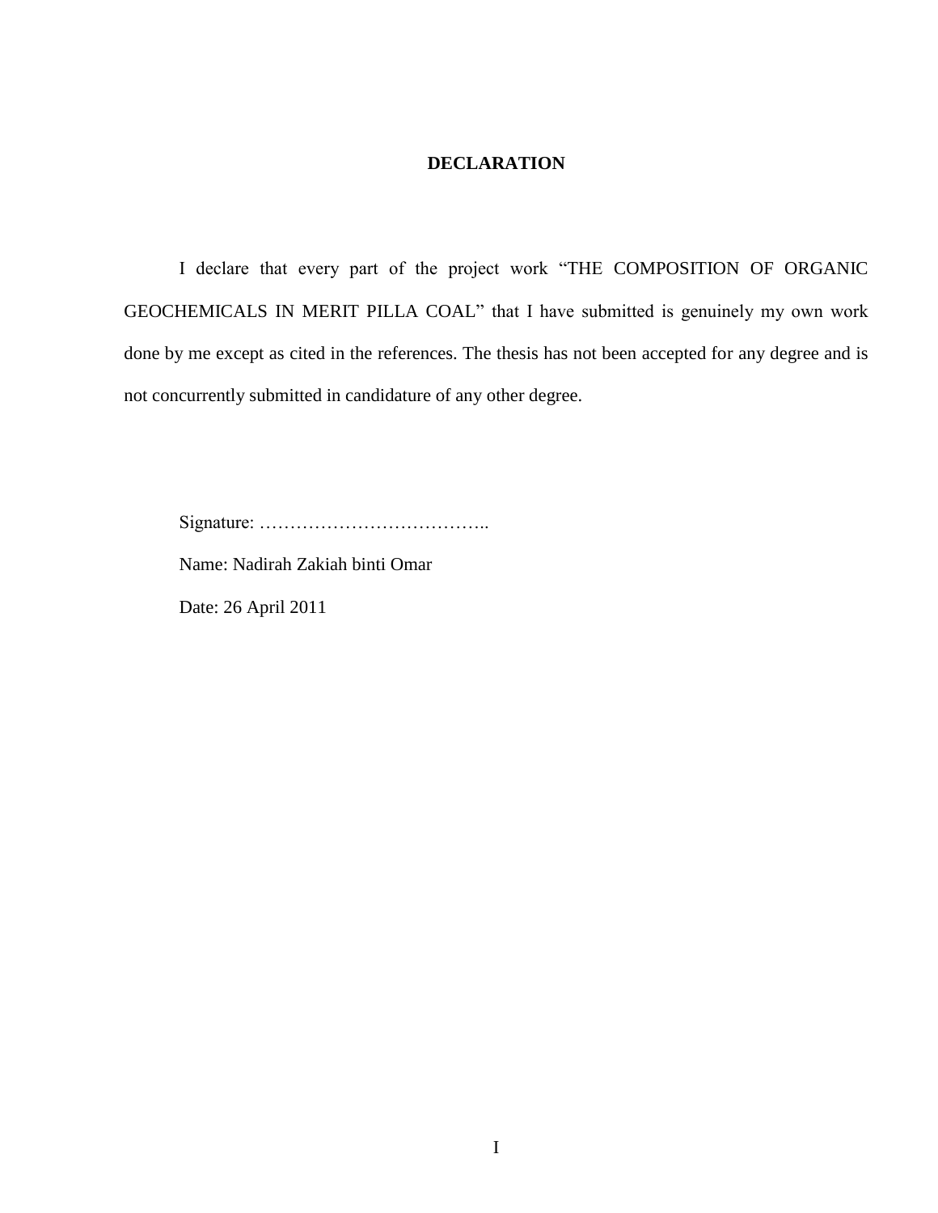# DECLARATION

I declare that every part of the project work "THE COMPOSITION OF ORGANIC GEOCHEMICALS IN MERIT PILLA COAL" that I have submitted is genuinely my own work done by me except as cited in the references. The thesis has not been accepted for any degree and is not concurrently submitted in candidature of any other degree.

Signature: ………………………………..

Name: Nadirah Zakiah binti Omar

Date: 26 April 2011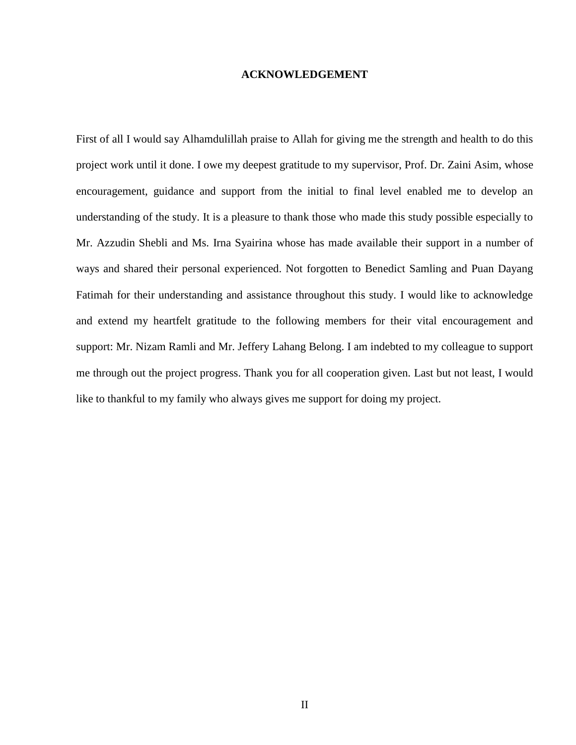# ACKNOWLEDGEMENT

First of all I would say Alhamdulillah praise to Allah for giving me the strength and health to do this project work until it done. I owe my deepest gratitude to my supervisor, Prof. Dr. Zaini Asim, whose encouragement, guidance and support from the initial to final level enabled me to develop an understanding of the study. It is a pleasure to thank those who made this study possible especially to Mr. Azzudin Shebli and Ms. Irna Syairina whose has made available their support in a number of ways and shared their personal experienced. Not forgotten to Benedict Samling and Puan Dayang Fatimah for their understanding and assistance throughout this study. I would like to acknowledge and extend my heartfelt gratitude to the following members for their vital encouragement and support: Mr. Nizam Ramli and Mr. Jeffery Lahang Belong. I am indebted to my colleague to support me through out the project progress. Thank you for all cooperation given. Last but not least, I would like to thankful to my family who always gives me support for doing my project.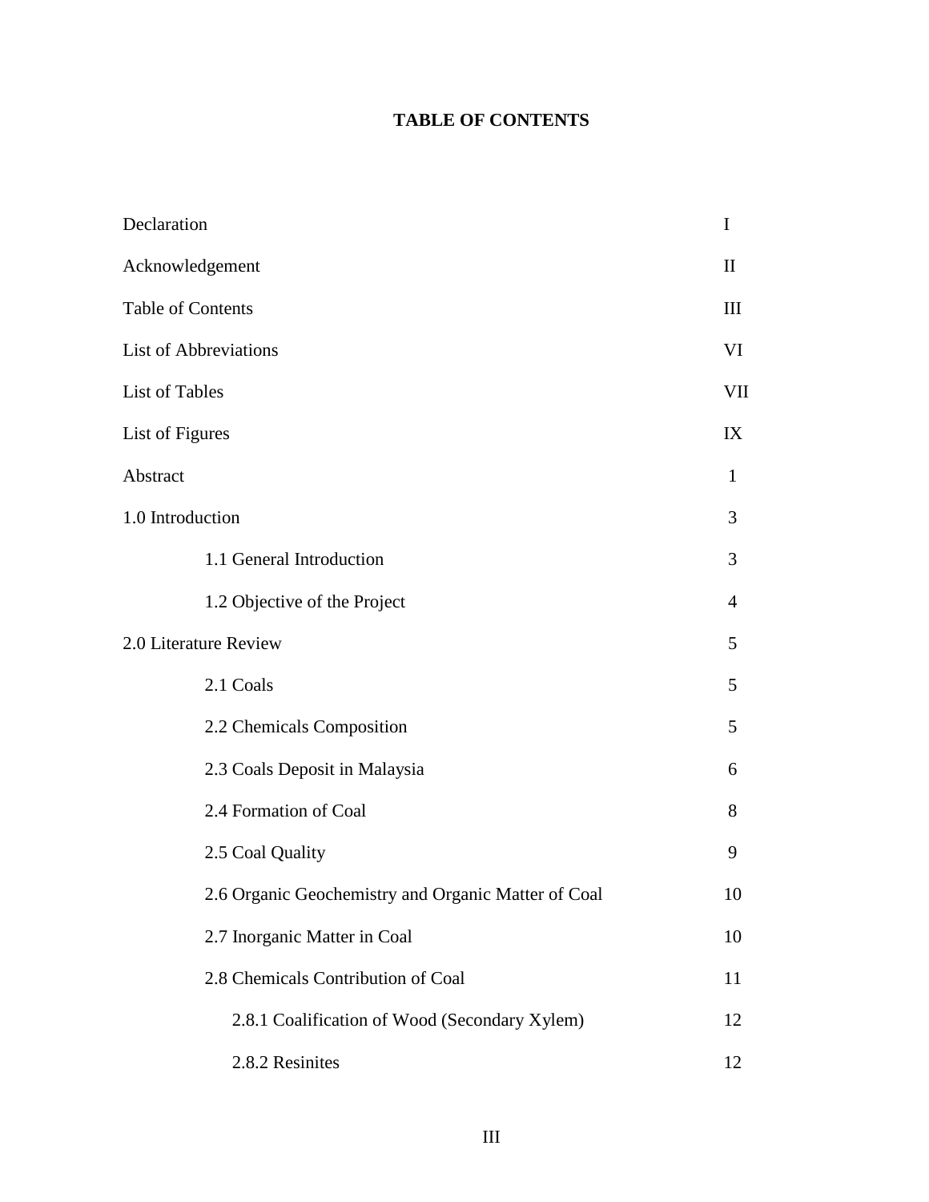**TABLE OF CONTENTS**

| | |
|---|---|
| Declaration | I |
| Acknowledgement | II |
| Table of Contents | III |
| List of Abbreviations | VI |
| List of Tables | VII |
| List of Figures | IX |
| Abstract | 1 |
| 1.0 Introduction | 3 |
| 1.1 General Introduction | 3 |
| 1.2 Objective of the Project | 4 |
| 2.0 Literature Review | 5 |
| 2.1 Coals | 5 |
| 2.2 Chemicals Composition | 5 |
| 2.3 Coals Deposit in Malaysia | 6 |
| 2.4 Formation of Coal | 8 |
| 2.5 Coal Quality | 9 |
| 2.6 Organic Geochemistry and Organic Matter of Coal | 10 |
| 2.7 Inorganic Matter in Coal | 10 |
| 2.8 Chemicals Contribution of Coal | 11 |
| 2.8.1 Coalification of Wood (Secondary Xylem) | 12 |
| 2.8.2 Resinites | 12 |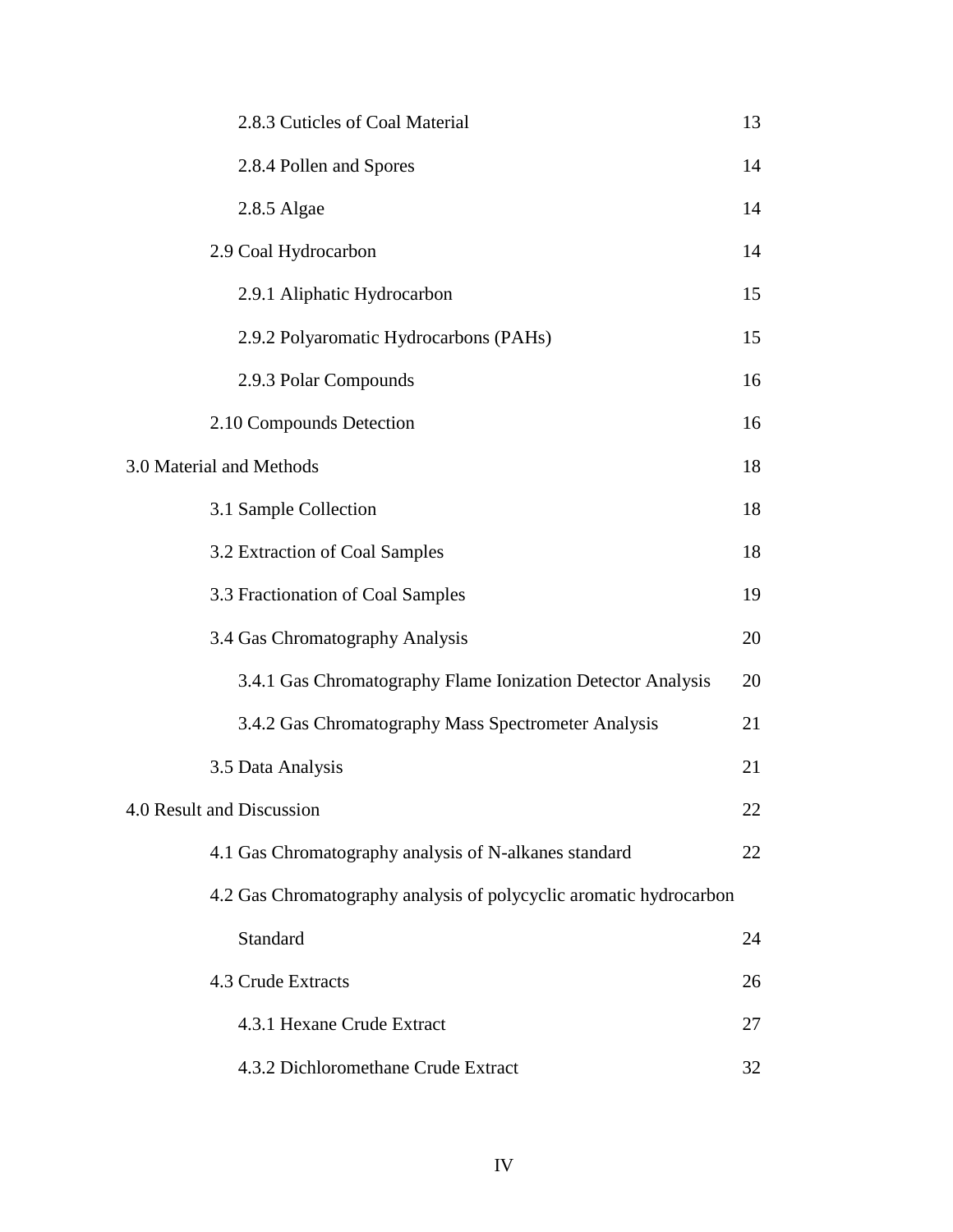| | |
|---|---|
| 2.8.3 Cuticles of Coal Material | 13 |
| 2.8.4 Pollen and Spores | 14 |
| 2.8.5 Algae | 14 |
| 2.9 Coal Hydrocarbon | 14 |
| 2.9.1 Aliphatic Hydrocarbon | 15 |
| 2.9.2 Polyaromatic Hydrocarbons (PAHs) | 15 |
| 2.9.3 Polar Compounds | 16 |
| 2.10 Compounds Detection | 16 |
| 3.0 Material and Methods | 18 |
| 3.1 Sample Collection | 18 |
| 3.2 Extraction of Coal Samples | 18 |
| 3.3 Fractionation of Coal Samples | 19 |
| 3.4 Gas Chromatography Analysis | 20 |
| 3.4.1 Gas Chromatography Flame Ionization Detector Analysis | 20 |
| 3.4.2 Gas Chromatography Mass Spectrometer Analysis | 21 |
| 3.5 Data Analysis | 21 |
| 4.0 Result and Discussion | 22 |
| 4.1 Gas Chromatography analysis of N-alkanes standard | 22 |
| 4.2 Gas Chromatography analysis of polycyclic aromatic hydrocarbon Standard | 24 |
| 4.3 Crude Extracts | 26 |
| 4.3.1 Hexane Crude Extract | 27 |
| 4.3.2 Dichloromethane Crude Extract | 32 |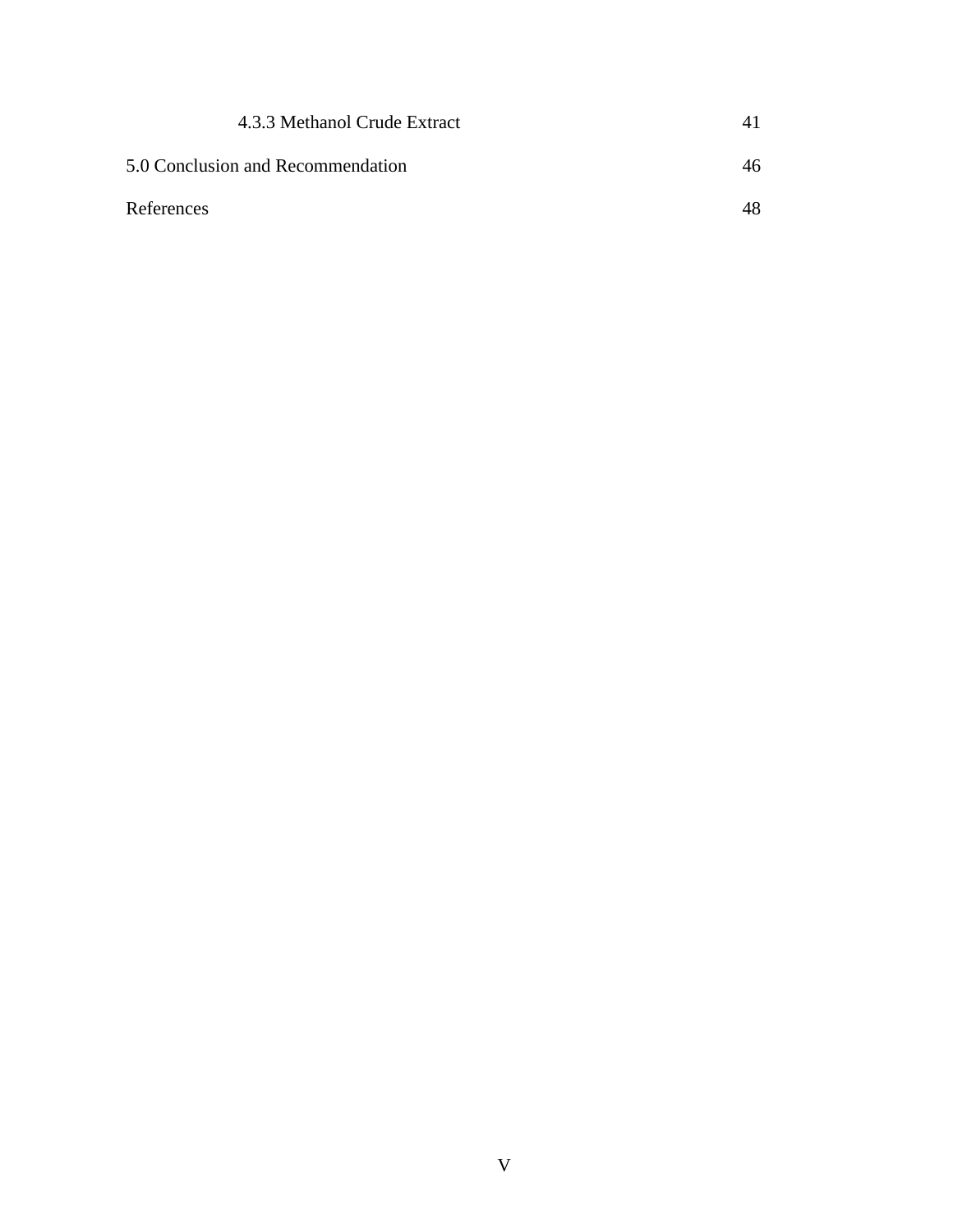| | |
|---|---|
| 4.3.3 Methanol Crude Extract | 41 |
| 5.0 Conclusion and Recommendation | 46 |
| References | 48 |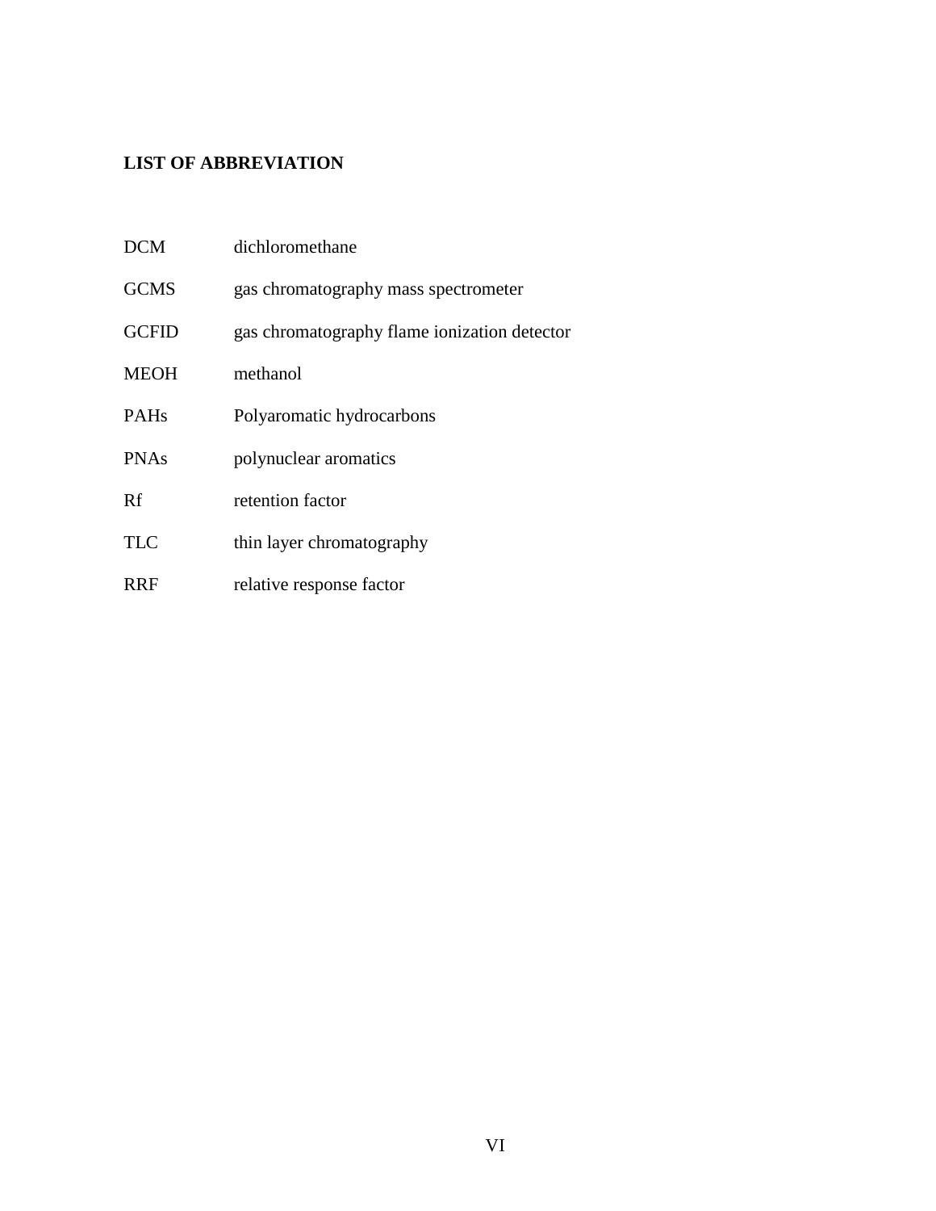## LIST OF ABBREVIATION

| | |
|---|---|
| DCM | dichloromethane |
| GCMS | gas chromatography mass spectrometer |
| GCFID | gas chromatography flame ionization detector |
| MEOH | methanol |
| PAHs | Polyaromatic hydrocarbons |
| PNAs | polynuclear aromatics |
| Rf | retention factor |
| TLC | thin layer chromatography |
| RRF | relative response factor |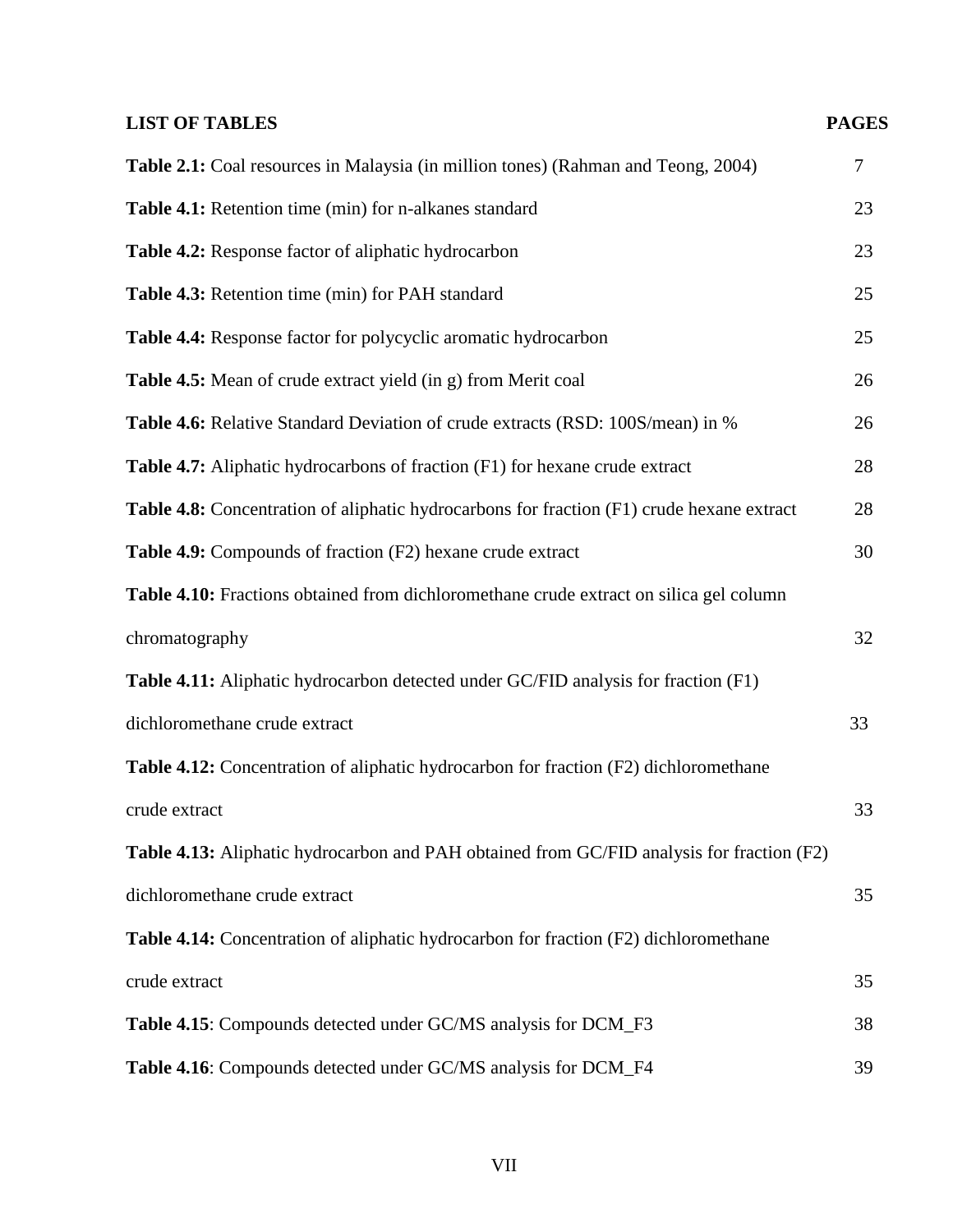## LIST OF TABLES

| | PAGES |
|---|---|
| **Table 2.1:** Coal resources in Malaysia (in million tones) (Rahman and Teong, 2004) | 7 |
| **Table 4.1:** Retention time (min) for n-alkanes standard | 23 |
| **Table 4.2:** Response factor of aliphatic hydrocarbon | 23 |
| **Table 4.3:** Retention time (min) for PAH standard | 25 |
| **Table 4.4:** Response factor for polycyclic aromatic hydrocarbon | 25 |
| **Table 4.5:** Mean of crude extract yield (in g) from Merit coal | 26 |
| **Table 4.6:** Relative Standard Deviation of crude extracts (RSD: 100S/mean) in % | 26 |
| **Table 4.7:** Aliphatic hydrocarbons of fraction (F1) for hexane crude extract | 28 |
| **Table 4.8:** Concentration of aliphatic hydrocarbons for fraction (F1) crude hexane extract | 28 |
| **Table 4.9:** Compounds of fraction (F2) hexane crude extract | 30 |
| **Table 4.10:** Fractions obtained from dichloromethane crude extract on silica gel column chromatography | 32 |
| **Table 4.11:** Aliphatic hydrocarbon detected under GC/FID analysis for fraction (F1) dichloromethane crude extract | 33 |
| **Table 4.12:** Concentration of aliphatic hydrocarbon for fraction (F2) dichloromethane crude extract | 33 |
| **Table 4.13:** Aliphatic hydrocarbon and PAH obtained from GC/FID analysis for fraction (F2) dichloromethane crude extract | 35 |
| **Table 4.14:** Concentration of aliphatic hydrocarbon for fraction (F2) dichloromethane crude extract | 35 |
| **Table 4.15**: Compounds detected under GC/MS analysis for DCM_F3 | 38 |
| **Table 4.16**: Compounds detected under GC/MS analysis for DCM_F4 | 39 |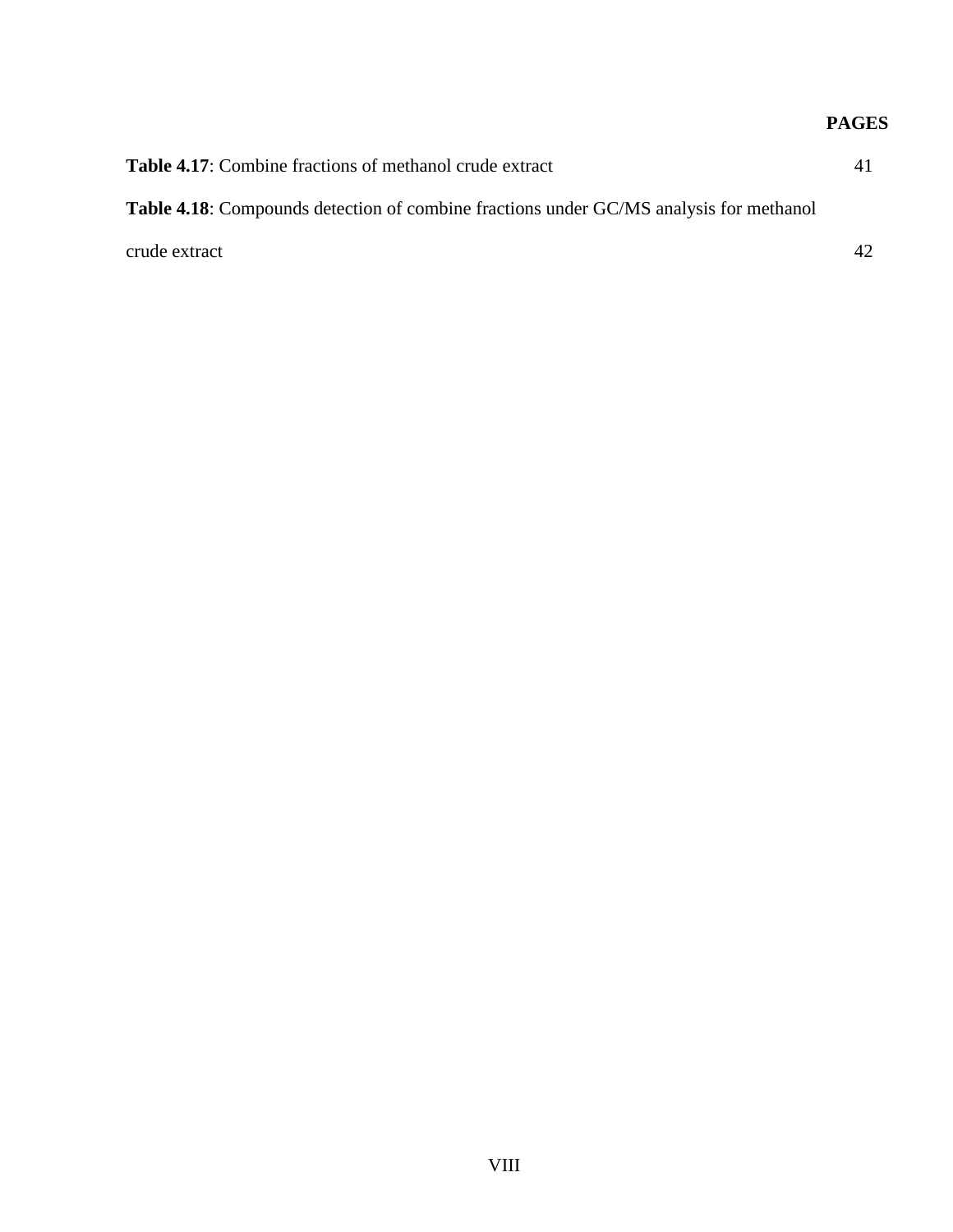**PAGES**

**Table 4.17**: Combine fractions of methanol crude extract 41

**Table 4.18**: Compounds detection of combine fractions under GC/MS analysis for methanol crude extract 42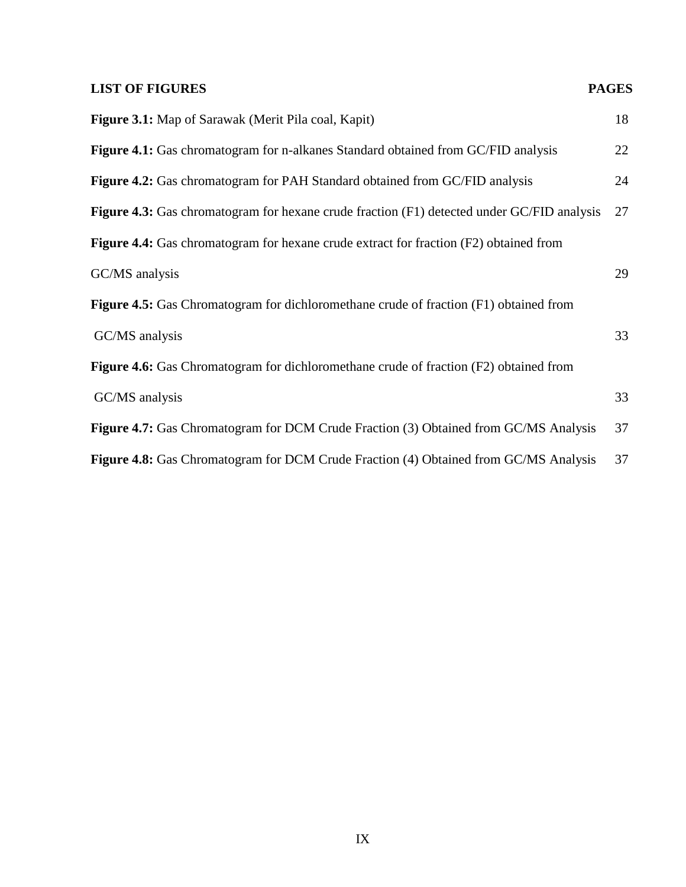## LIST OF FIGURES

| | PAGES |
|---|---|
| **Figure 3.1:** Map of Sarawak (Merit Pila coal, Kapit) | 18 |
| **Figure 4.1:** Gas chromatogram for n-alkanes Standard obtained from GC/FID analysis | 22 |
| **Figure 4.2:** Gas chromatogram for PAH Standard obtained from GC/FID analysis | 24 |
| **Figure 4.3:** Gas chromatogram for hexane crude fraction (F1) detected under GC/FID analysis | 27 |
| **Figure 4.4:** Gas chromatogram for hexane crude extract for fraction (F2) obtained from GC/MS analysis | 29 |
| **Figure 4.5:** Gas Chromatogram for dichloromethane crude of fraction (F1) obtained from GC/MS analysis | 33 |
| **Figure 4.6:** Gas Chromatogram for dichloromethane crude of fraction (F2) obtained from GC/MS analysis | 33 |
| **Figure 4.7:** Gas Chromatogram for DCM Crude Fraction (3) Obtained from GC/MS Analysis | 37 |
| **Figure 4.8:** Gas Chromatogram for DCM Crude Fraction (4) Obtained from GC/MS Analysis | 37 |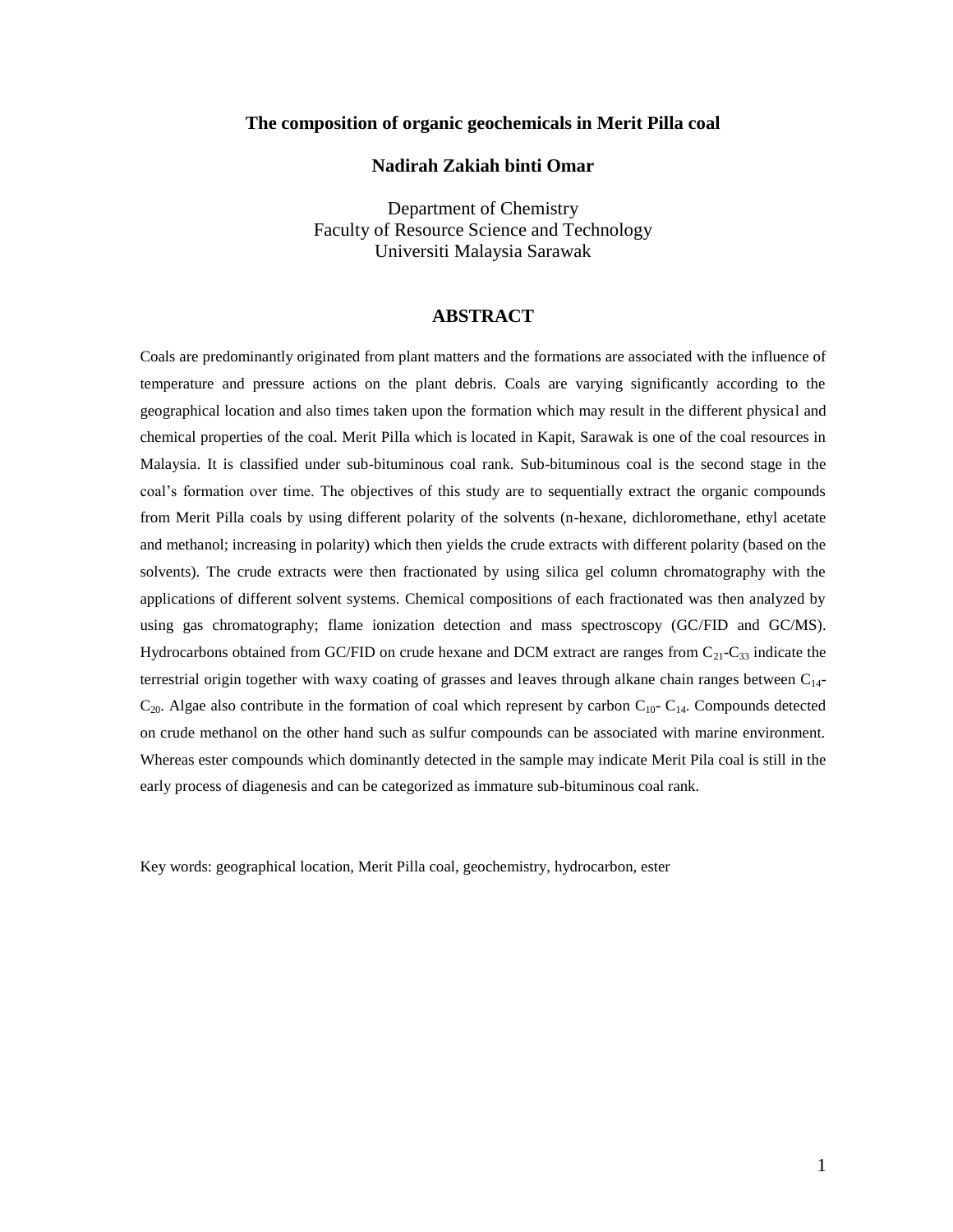# The composition of organic geochemicals in Merit Pilla coal

**Nadirah Zakiah binti Omar**

Department of Chemistry
Faculty of Resource Science and Technology
Universiti Malaysia Sarawak

## ABSTRACT

Coals are predominantly originated from plant matters and the formations are associated with the influence of temperature and pressure actions on the plant debris. Coals are varying significantly according to the geographical location and also times taken upon the formation which may result in the different physical and chemical properties of the coal. Merit Pilla which is located in Kapit, Sarawak is one of the coal resources in Malaysia. It is classified under sub-bituminous coal rank. Sub-bituminous coal is the second stage in the coal's formation over time. The objectives of this study are to sequentially extract the organic compounds from Merit Pilla coals by using different polarity of the solvents (n-hexane, dichloromethane, ethyl acetate and methanol; increasing in polarity) which then yields the crude extracts with different polarity (based on the solvents). The crude extracts were then fractionated by using silica gel column chromatography with the applications of different solvent systems. Chemical compositions of each fractionated was then analyzed by using gas chromatography; flame ionization detection and mass spectroscopy (GC/FID and GC/MS). Hydrocarbons obtained from GC/FID on crude hexane and DCM extract are ranges from $C_{21}$-$C_{33}$ indicate the terrestrial origin together with waxy coating of grasses and leaves through alkane chain ranges between $C_{14}$-$C_{20}$. Algae also contribute in the formation of coal which represent by carbon $C_{10}$- $C_{14}$. Compounds detected on crude methanol on the other hand such as sulfur compounds can be associated with marine environment. Whereas ester compounds which dominantly detected in the sample may indicate Merit Pila coal is still in the early process of diagenesis and can be categorized as immature sub-bituminous coal rank.

Key words: geographical location, Merit Pilla coal, geochemistry, hydrocarbon, ester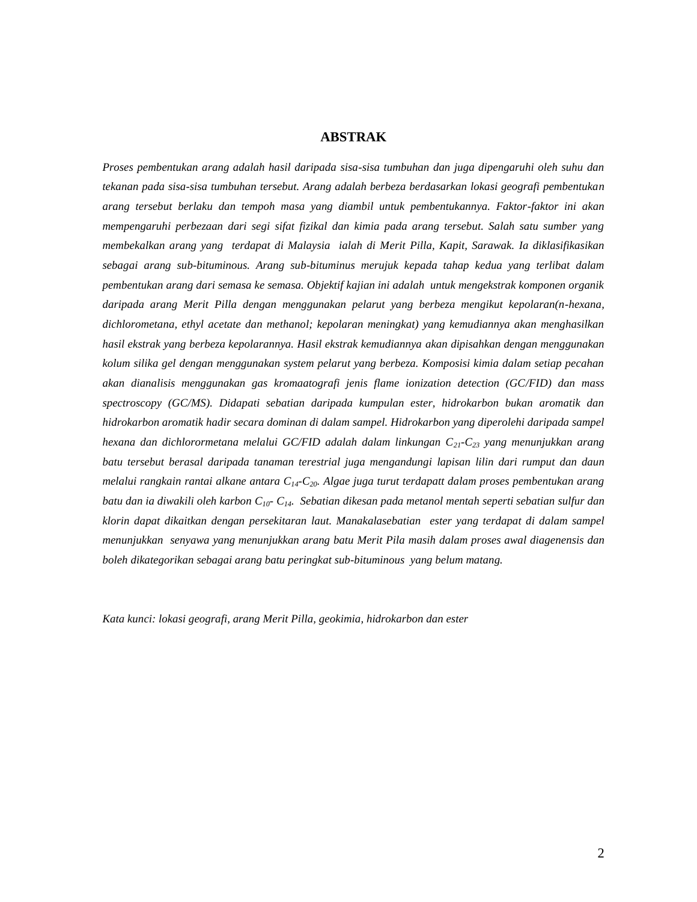# ABSTRAK

*Proses pembentukan arang adalah hasil daripada sisa-sisa tumbuhan dan juga dipengaruhi oleh suhu dan tekanan pada sisa-sisa tumbuhan tersebut. Arang adalah berbeza berdasarkan lokasi geografi pembentukan arang tersebut berlaku dan tempoh masa yang diambil untuk pembentukannya. Faktor-faktor ini akan mempengaruhi perbezaan dari segi sifat fizikal dan kimia pada arang tersebut. Salah satu sumber yang membekalkan arang yang terdapat di Malaysia ialah di Merit Pilla, Kapit, Sarawak. Ia diklasifikasikan sebagai arang sub-bituminous. Arang sub-bituminus merujuk kepada tahap kedua yang terlibat dalam pembentukan arang dari semasa ke semasa. Objektif kajian ini adalah untuk mengekstrak komponen organik daripada arang Merit Pilla dengan menggunakan pelarut yang berbeza mengikut kepolaran(n-hexana, dichlorometana, ethyl acetate dan methanol; kepolaran meningkat) yang kemudiannya akan menghasilkan hasil ekstrak yang berbeza kepolarannya. Hasil ekstrak kemudiannya akan dipisahkan dengan menggunakan kolum silika gel dengan menggunakan system pelarut yang berbeza. Komposisi kimia dalam setiap pecahan akan dianalisis menggunakan gas kromaatografi jenis flame ionization detection (GC/FID) dan mass spectroscopy (GC/MS). Didapati sebatian daripada kumpulan ester, hidrokarbon bukan aromatik dan hidrokarbon aromatik hadir secara dominan di dalam sampel. Hidrokarbon yang diperolehi daripada sampel hexana dan dichlorormetana melalui GC/FID adalah dalam linkungan* $C_{21}$*-*$C_{23}$ *yang menunjukkan arang batu tersebut berasal daripada tanaman terestrial juga mengandungi lapisan lilin dari rumput dan daun melalui rangkain rantai alkane antara* $C_{14}$*-*$C_{20}$*. Algae juga turut terdapatt dalam proses pembentukan arang batu dan ia diwakili oleh karbon* $C_{10}$*-* $C_{14}$*. Sebatian dikesan pada metanol mentah seperti sebatian sulfur dan klorin dapat dikaitkan dengan persekitaran laut. Manakalasebatian ester yang terdapat di dalam sampel menunjukkan senyawa yang menunjukkan arang batu Merit Pila masih dalam proses awal diagenensis dan boleh dikategorikan sebagai arang batu peringkat sub-bituminous yang belum matang.*

*Kata kunci: lokasi geografi, arang Merit Pilla, geokimia, hidrokarbon dan ester*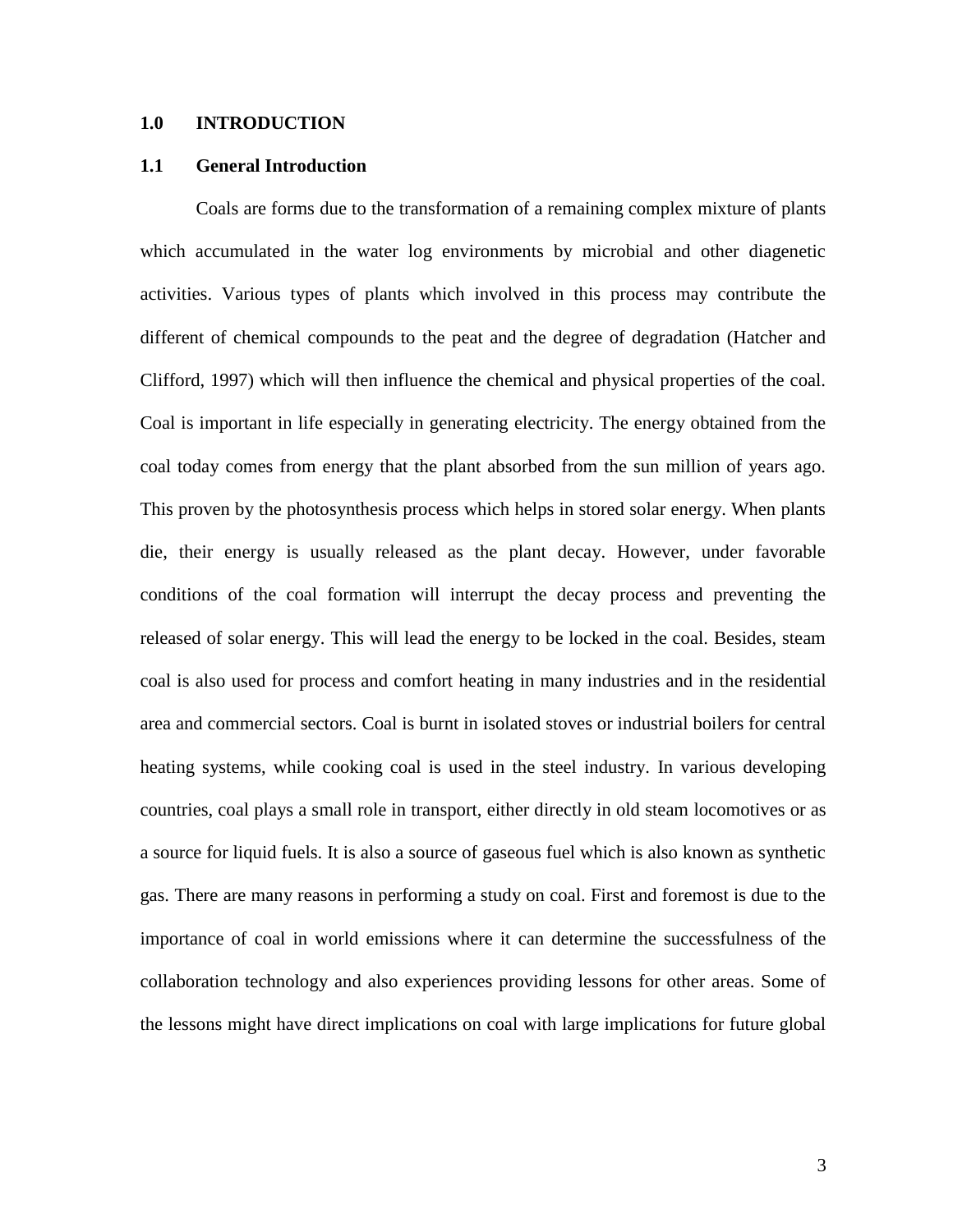# 1.0 INTRODUCTION

## 1.1 General Introduction

Coals are forms due to the transformation of a remaining complex mixture of plants which accumulated in the water log environments by microbial and other diagenetic activities. Various types of plants which involved in this process may contribute the different of chemical compounds to the peat and the degree of degradation (Hatcher and Clifford, 1997) which will then influence the chemical and physical properties of the coal. Coal is important in life especially in generating electricity. The energy obtained from the coal today comes from energy that the plant absorbed from the sun million of years ago. This proven by the photosynthesis process which helps in stored solar energy. When plants die, their energy is usually released as the plant decay. However, under favorable conditions of the coal formation will interrupt the decay process and preventing the released of solar energy. This will lead the energy to be locked in the coal. Besides, steam coal is also used for process and comfort heating in many industries and in the residential area and commercial sectors. Coal is burnt in isolated stoves or industrial boilers for central heating systems, while cooking coal is used in the steel industry. In various developing countries, coal plays a small role in transport, either directly in old steam locomotives or as a source for liquid fuels. It is also a source of gaseous fuel which is also known as synthetic gas. There are many reasons in performing a study on coal. First and foremost is due to the importance of coal in world emissions where it can determine the successfulness of the collaboration technology and also experiences providing lessons for other areas. Some of the lessons might have direct implications on coal with large implications for future global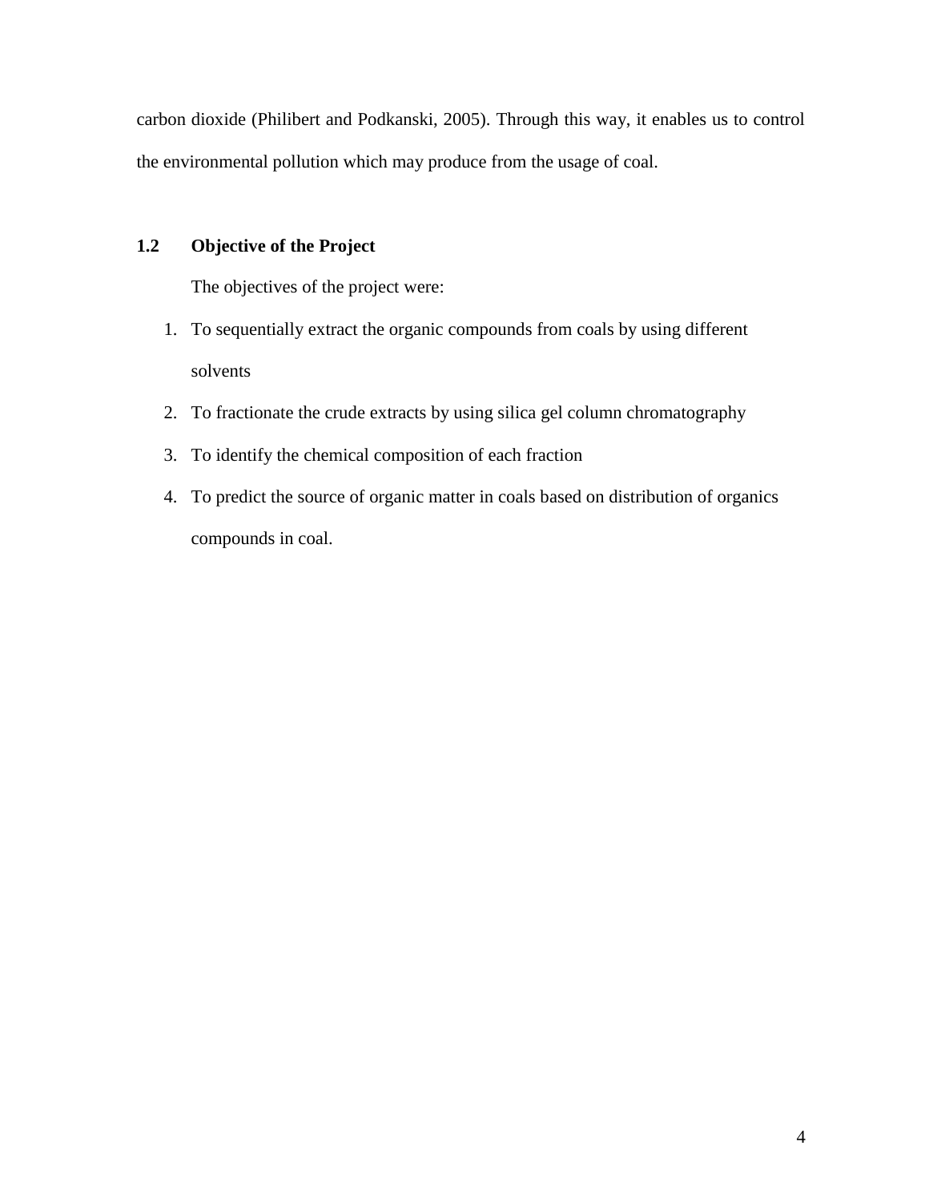carbon dioxide (Philibert and Podkanski, 2005). Through this way, it enables us to control the environmental pollution which may produce from the usage of coal.

## 1.2 Objective of the Project

The objectives of the project were:

1. To sequentially extract the organic compounds from coals by using different solvents
2. To fractionate the crude extracts by using silica gel column chromatography
3. To identify the chemical composition of each fraction
4. To predict the source of organic matter in coals based on distribution of organics compounds in coal.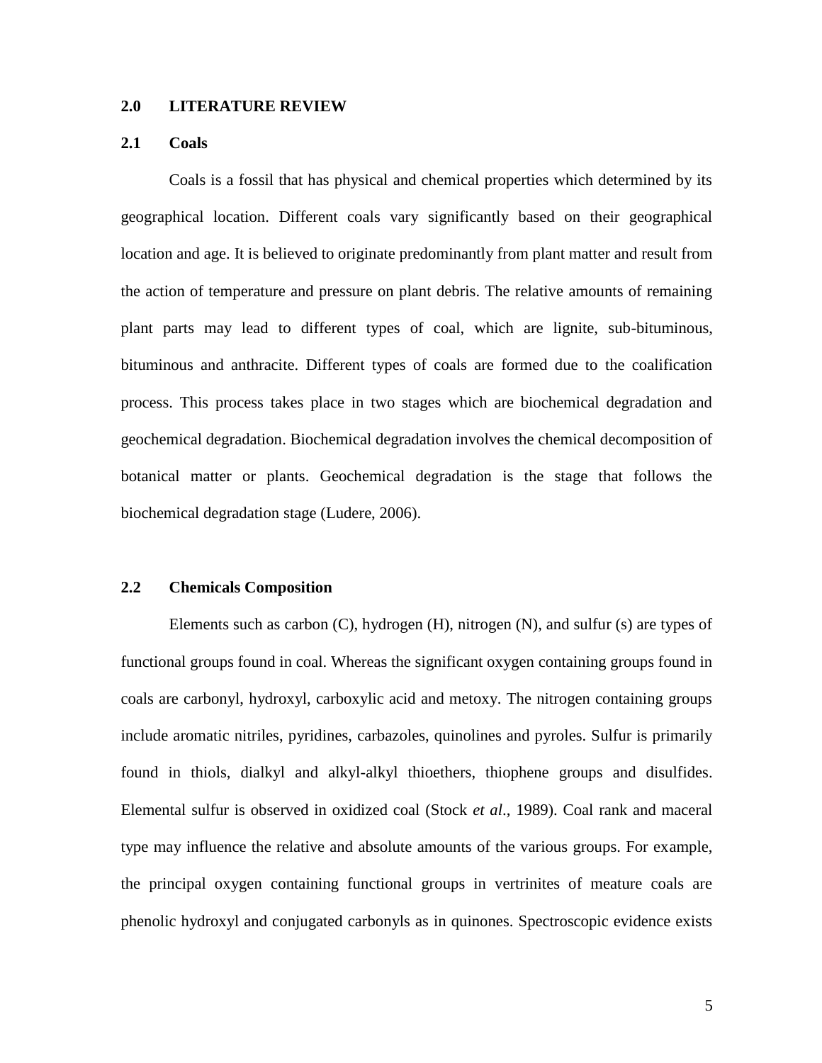# 2.0 LITERATURE REVIEW

## 2.1 Coals

Coals is a fossil that has physical and chemical properties which determined by its geographical location. Different coals vary significantly based on their geographical location and age. It is believed to originate predominantly from plant matter and result from the action of temperature and pressure on plant debris. The relative amounts of remaining plant parts may lead to different types of coal, which are lignite, sub-bituminous, bituminous and anthracite. Different types of coals are formed due to the coalification process. This process takes place in two stages which are biochemical degradation and geochemical degradation. Biochemical degradation involves the chemical decomposition of botanical matter or plants. Geochemical degradation is the stage that follows the biochemical degradation stage (Ludere, 2006).

## 2.2 Chemicals Composition

Elements such as carbon (C), hydrogen (H), nitrogen (N), and sulfur (s) are types of functional groups found in coal. Whereas the significant oxygen containing groups found in coals are carbonyl, hydroxyl, carboxylic acid and metoxy. The nitrogen containing groups include aromatic nitriles, pyridines, carbazoles, quinolines and pyroles. Sulfur is primarily found in thiols, dialkyl and alkyl-alkyl thioethers, thiophene groups and disulfides. Elemental sulfur is observed in oxidized coal (Stock *et al*., 1989). Coal rank and maceral type may influence the relative and absolute amounts of the various groups. For example, the principal oxygen containing functional groups in vertrinites of meature coals are phenolic hydroxyl and conjugated carbonyls as in quinones. Spectroscopic evidence exists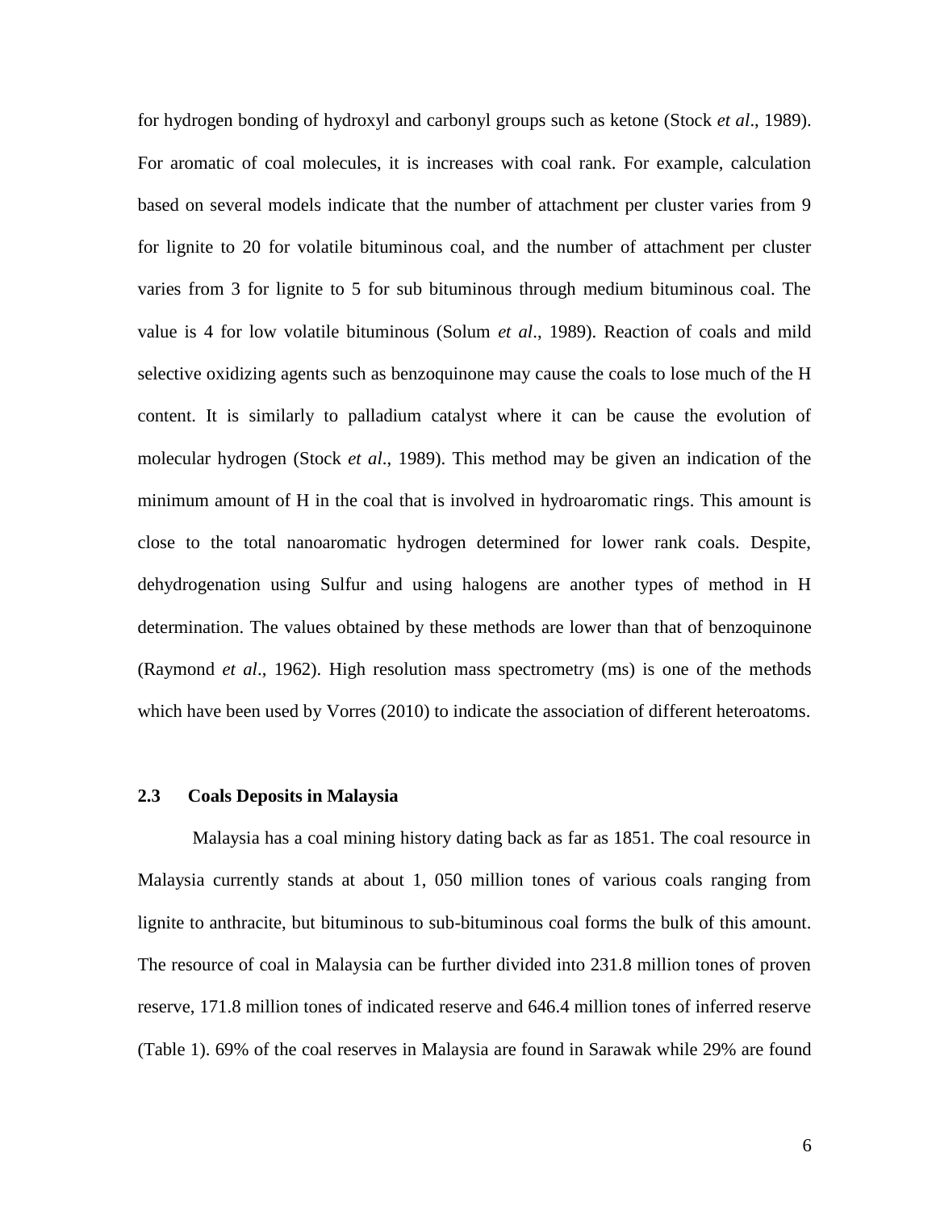for hydrogen bonding of hydroxyl and carbonyl groups such as ketone (Stock *et al*., 1989). For aromatic of coal molecules, it is increases with coal rank. For example, calculation based on several models indicate that the number of attachment per cluster varies from 9 for lignite to 20 for volatile bituminous coal, and the number of attachment per cluster varies from 3 for lignite to 5 for sub bituminous through medium bituminous coal. The value is 4 for low volatile bituminous (Solum *et al*., 1989). Reaction of coals and mild selective oxidizing agents such as benzoquinone may cause the coals to lose much of the H content. It is similarly to palladium catalyst where it can be cause the evolution of molecular hydrogen (Stock *et al*., 1989). This method may be given an indication of the minimum amount of H in the coal that is involved in hydroaromatic rings. This amount is close to the total nanoaromatic hydrogen determined for lower rank coals. Despite, dehydrogenation using Sulfur and using halogens are another types of method in H determination. The values obtained by these methods are lower than that of benzoquinone (Raymond *et al*., 1962). High resolution mass spectrometry (ms) is one of the methods which have been used by Vorres (2010) to indicate the association of different heteroatoms.

### 2.3 Coals Deposits in Malaysia

Malaysia has a coal mining history dating back as far as 1851. The coal resource in Malaysia currently stands at about 1, 050 million tones of various coals ranging from lignite to anthracite, but bituminous to sub-bituminous coal forms the bulk of this amount. The resource of coal in Malaysia can be further divided into 231.8 million tones of proven reserve, 171.8 million tones of indicated reserve and 646.4 million tones of inferred reserve (Table 1). 69% of the coal reserves in Malaysia are found in Sarawak while 29% are found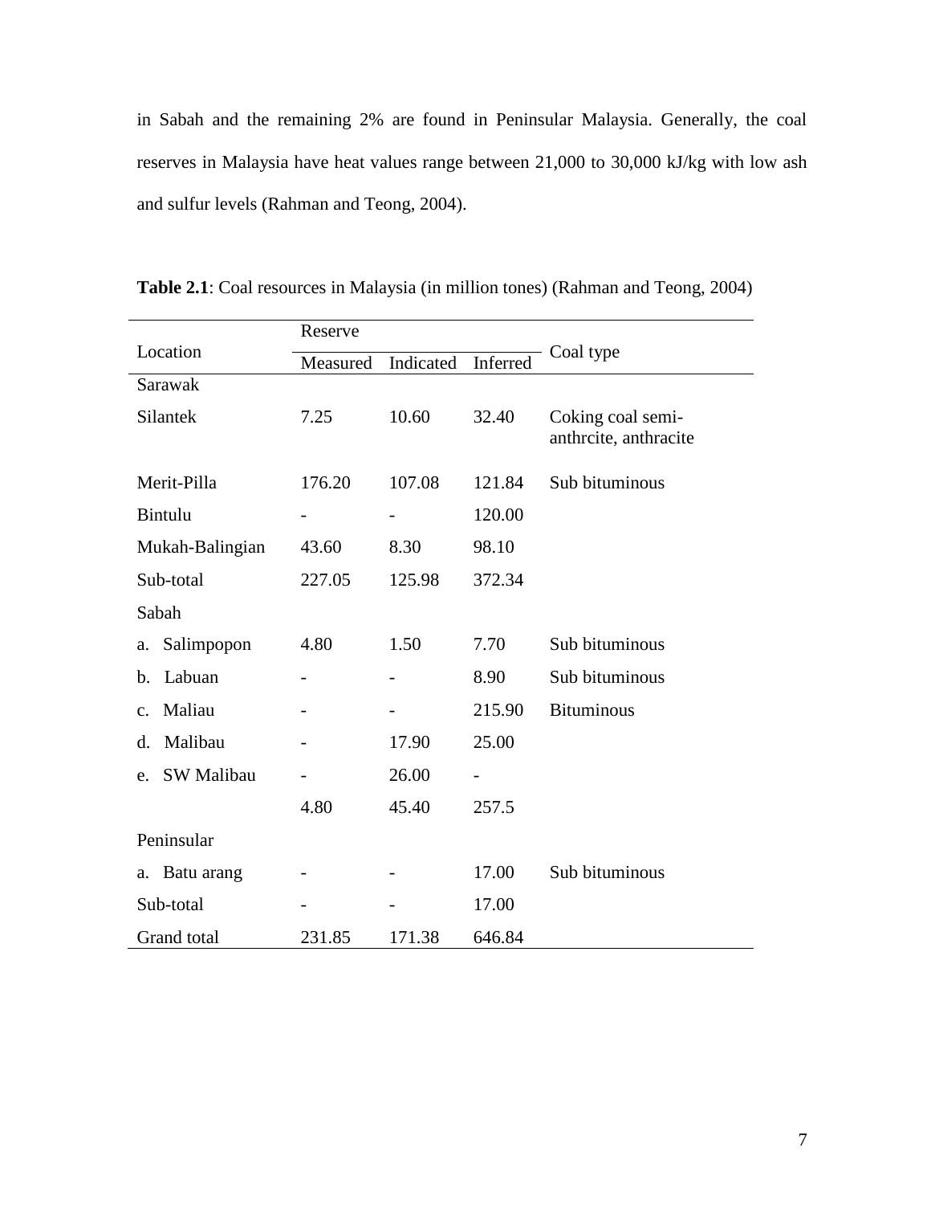in Sabah and the remaining 2% are found in Peninsular Malaysia. Generally, the coal reserves in Malaysia have heat values range between 21,000 to 30,000 kJ/kg with low ash and sulfur levels (Rahman and Teong, 2004).

**Table 2.1**: Coal resources in Malaysia (in million tones) (Rahman and Teong, 2004)

| Location | Reserve | | | Coal type |
|---|---|---|---|---|
| | Measured | Indicated | Inferred | |
| Sarawak | | | | |
| Silantek | 7.25 | 10.60 | 32.40 | Coking coal semi-anthrcite, anthracite |
| Merit-Pilla | 176.20 | 107.08 | 121.84 | Sub bituminous |
| Bintulu | - | - | 120.00 | |
| Mukah-Balingian | 43.60 | 8.30 | 98.10 | |
| Sub-total | 227.05 | 125.98 | 372.34 | |
| Sabah | | | | |
| a. Salimpopon | 4.80 | 1.50 | 7.70 | Sub bituminous |
| b. Labuan | - | - | 8.90 | Sub bituminous |
| c. Maliau | - | - | 215.90 | Bituminous |
| d. Malibau | - | 17.90 | 25.00 | |
| e. SW Malibau | - | 26.00 | - | |
| | 4.80 | 45.40 | 257.5 | |
| Peninsular | | | | |
| a. Batu arang | - | - | 17.00 | Sub bituminous |
| Sub-total | - | - | 17.00 | |
| Grand total | 231.85 | 171.38 | 646.84 | |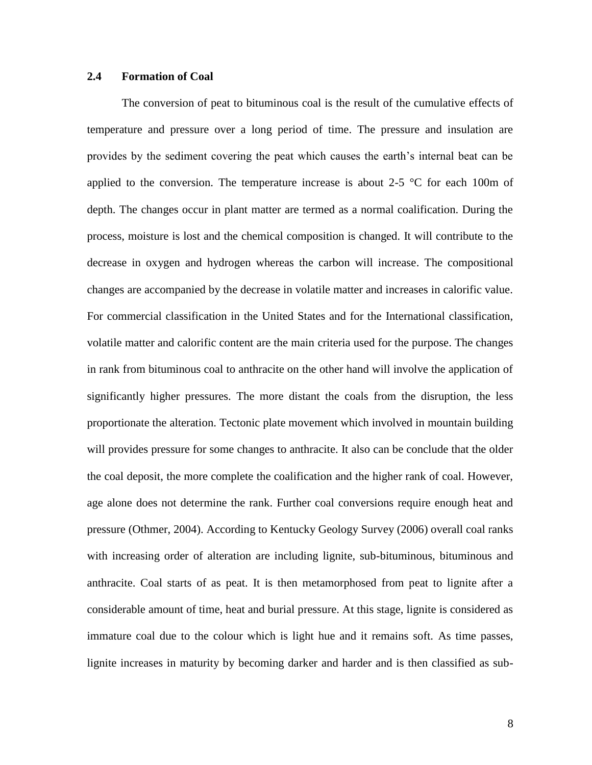## 2.4 Formation of Coal

The conversion of peat to bituminous coal is the result of the cumulative effects of temperature and pressure over a long period of time. The pressure and insulation are provides by the sediment covering the peat which causes the earth's internal beat can be applied to the conversion. The temperature increase is about 2-5 °C for each 100m of depth. The changes occur in plant matter are termed as a normal coalification. During the process, moisture is lost and the chemical composition is changed. It will contribute to the decrease in oxygen and hydrogen whereas the carbon will increase. The compositional changes are accompanied by the decrease in volatile matter and increases in calorific value. For commercial classification in the United States and for the International classification, volatile matter and calorific content are the main criteria used for the purpose. The changes in rank from bituminous coal to anthracite on the other hand will involve the application of significantly higher pressures. The more distant the coals from the disruption, the less proportionate the alteration. Tectonic plate movement which involved in mountain building will provides pressure for some changes to anthracite. It also can be conclude that the older the coal deposit, the more complete the coalification and the higher rank of coal. However, age alone does not determine the rank. Further coal conversions require enough heat and pressure (Othmer, 2004). According to Kentucky Geology Survey (2006) overall coal ranks with increasing order of alteration are including lignite, sub-bituminous, bituminous and anthracite. Coal starts of as peat. It is then metamorphosed from peat to lignite after a considerable amount of time, heat and burial pressure. At this stage, lignite is considered as immature coal due to the colour which is light hue and it remains soft. As time passes, lignite increases in maturity by becoming darker and harder and is then classified as sub-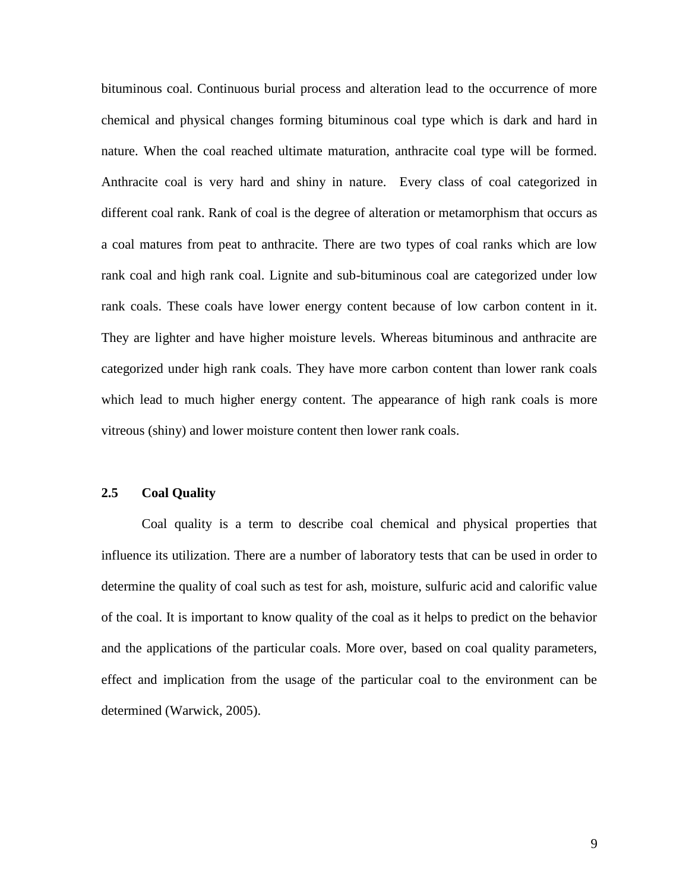bituminous coal. Continuous burial process and alteration lead to the occurrence of more chemical and physical changes forming bituminous coal type which is dark and hard in nature. When the coal reached ultimate maturation, anthracite coal type will be formed. Anthracite coal is very hard and shiny in nature.  Every class of coal categorized in different coal rank. Rank of coal is the degree of alteration or metamorphism that occurs as a coal matures from peat to anthracite. There are two types of coal ranks which are low rank coal and high rank coal. Lignite and sub-bituminous coal are categorized under low rank coals. These coals have lower energy content because of low carbon content in it. They are lighter and have higher moisture levels. Whereas bituminous and anthracite are categorized under high rank coals. They have more carbon content than lower rank coals which lead to much higher energy content. The appearance of high rank coals is more vitreous (shiny) and lower moisture content then lower rank coals.

### 2.5 Coal Quality

Coal quality is a term to describe coal chemical and physical properties that influence its utilization. There are a number of laboratory tests that can be used in order to determine the quality of coal such as test for ash, moisture, sulfuric acid and calorific value of the coal. It is important to know quality of the coal as it helps to predict on the behavior and the applications of the particular coals. More over, based on coal quality parameters, effect and implication from the usage of the particular coal to the environment can be determined (Warwick, 2005).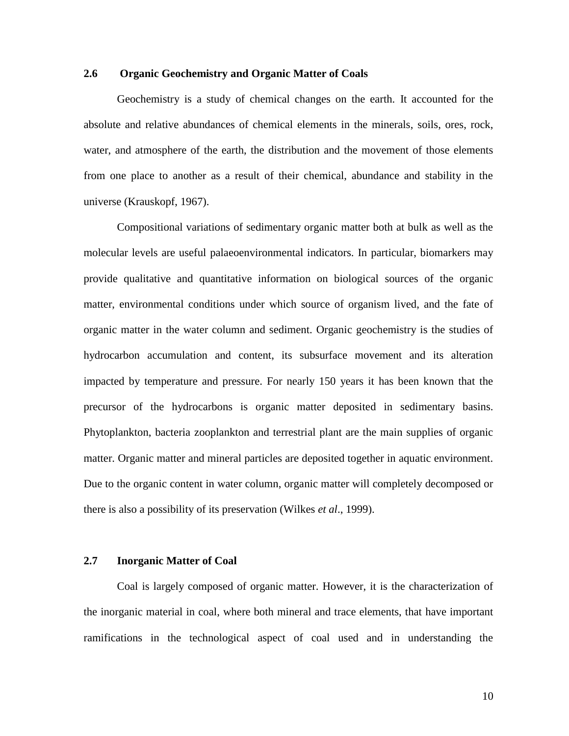## 2.6 Organic Geochemistry and Organic Matter of Coals

Geochemistry is a study of chemical changes on the earth. It accounted for the absolute and relative abundances of chemical elements in the minerals, soils, ores, rock, water, and atmosphere of the earth, the distribution and the movement of those elements from one place to another as a result of their chemical, abundance and stability in the universe (Krauskopf, 1967).

Compositional variations of sedimentary organic matter both at bulk as well as the molecular levels are useful palaeoenvironmental indicators. In particular, biomarkers may provide qualitative and quantitative information on biological sources of the organic matter, environmental conditions under which source of organism lived, and the fate of organic matter in the water column and sediment. Organic geochemistry is the studies of hydrocarbon accumulation and content, its subsurface movement and its alteration impacted by temperature and pressure. For nearly 150 years it has been known that the precursor of the hydrocarbons is organic matter deposited in sedimentary basins. Phytoplankton, bacteria zooplankton and terrestrial plant are the main supplies of organic matter. Organic matter and mineral particles are deposited together in aquatic environment. Due to the organic content in water column, organic matter will completely decomposed or there is also a possibility of its preservation (Wilkes *et al*., 1999).

## 2.7 Inorganic Matter of Coal

Coal is largely composed of organic matter. However, it is the characterization of the inorganic material in coal, where both mineral and trace elements, that have important ramifications in the technological aspect of coal used and in understanding the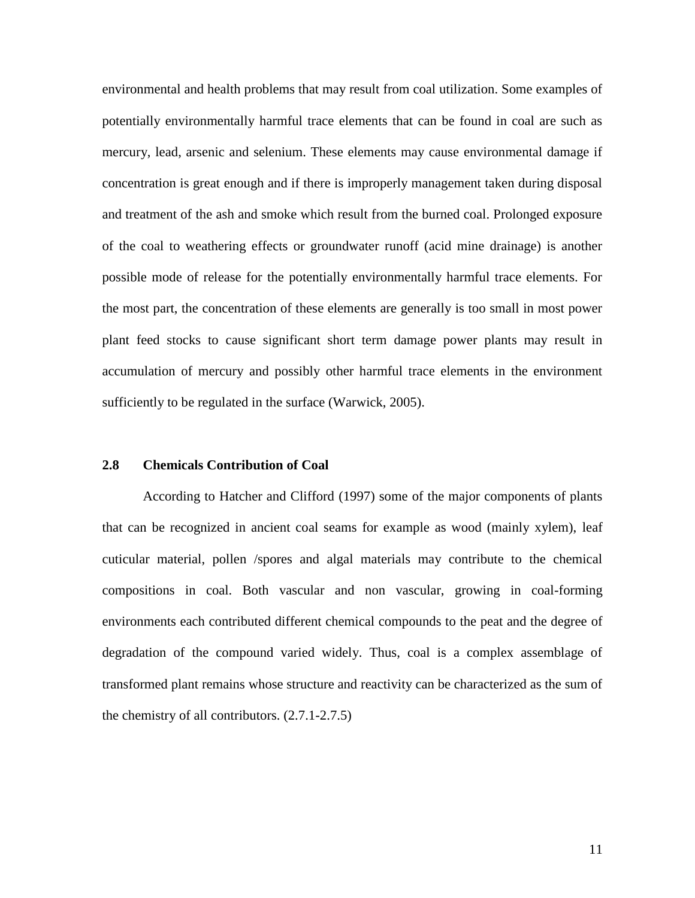environmental and health problems that may result from coal utilization. Some examples of potentially environmentally harmful trace elements that can be found in coal are such as mercury, lead, arsenic and selenium. These elements may cause environmental damage if concentration is great enough and if there is improperly management taken during disposal and treatment of the ash and smoke which result from the burned coal. Prolonged exposure of the coal to weathering effects or groundwater runoff (acid mine drainage) is another possible mode of release for the potentially environmentally harmful trace elements. For the most part, the concentration of these elements are generally is too small in most power plant feed stocks to cause significant short term damage power plants may result in accumulation of mercury and possibly other harmful trace elements in the environment sufficiently to be regulated in the surface (Warwick, 2005).

## 2.8 Chemicals Contribution of Coal

According to Hatcher and Clifford (1997) some of the major components of plants that can be recognized in ancient coal seams for example as wood (mainly xylem), leaf cuticular material, pollen /spores and algal materials may contribute to the chemical compositions in coal. Both vascular and non vascular, growing in coal-forming environments each contributed different chemical compounds to the peat and the degree of degradation of the compound varied widely. Thus, coal is a complex assemblage of transformed plant remains whose structure and reactivity can be characterized as the sum of the chemistry of all contributors. (2.7.1-2.7.5)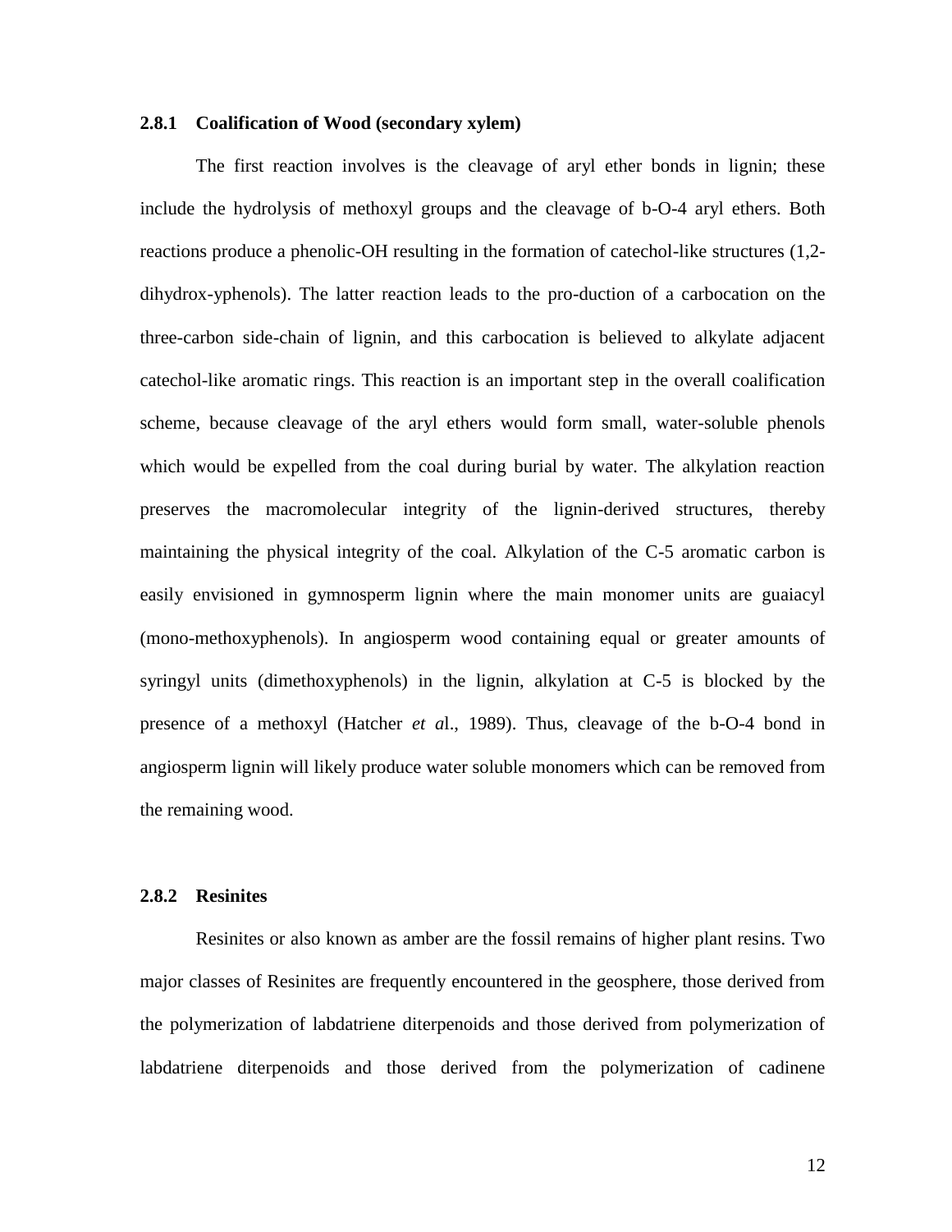### 2.8.1 Coalification of Wood (secondary xylem)

The first reaction involves is the cleavage of aryl ether bonds in lignin; these include the hydrolysis of methoxyl groups and the cleavage of b-O-4 aryl ethers. Both reactions produce a phenolic-OH resulting in the formation of catechol-like structures (1,2-dihydrox-yphenols). The latter reaction leads to the pro-duction of a carbocation on the three-carbon side-chain of lignin, and this carbocation is believed to alkylate adjacent catechol-like aromatic rings. This reaction is an important step in the overall coalification scheme, because cleavage of the aryl ethers would form small, water-soluble phenols which would be expelled from the coal during burial by water. The alkylation reaction preserves the macromolecular integrity of the lignin-derived structures, thereby maintaining the physical integrity of the coal. Alkylation of the C-5 aromatic carbon is easily envisioned in gymnosperm lignin where the main monomer units are guaiacyl (mono-methoxyphenols). In angiosperm wood containing equal or greater amounts of syringyl units (dimethoxyphenols) in the lignin, alkylation at C-5 is blocked by the presence of a methoxyl (Hatcher *et a*l., 1989). Thus, cleavage of the b-O-4 bond in angiosperm lignin will likely produce water soluble monomers which can be removed from the remaining wood.

### 2.8.2 Resinites

Resinites or also known as amber are the fossil remains of higher plant resins. Two major classes of Resinites are frequently encountered in the geosphere, those derived from the polymerization of labdatriene diterpenoids and those derived from polymerization of labdatriene diterpenoids and those derived from the polymerization of cadinene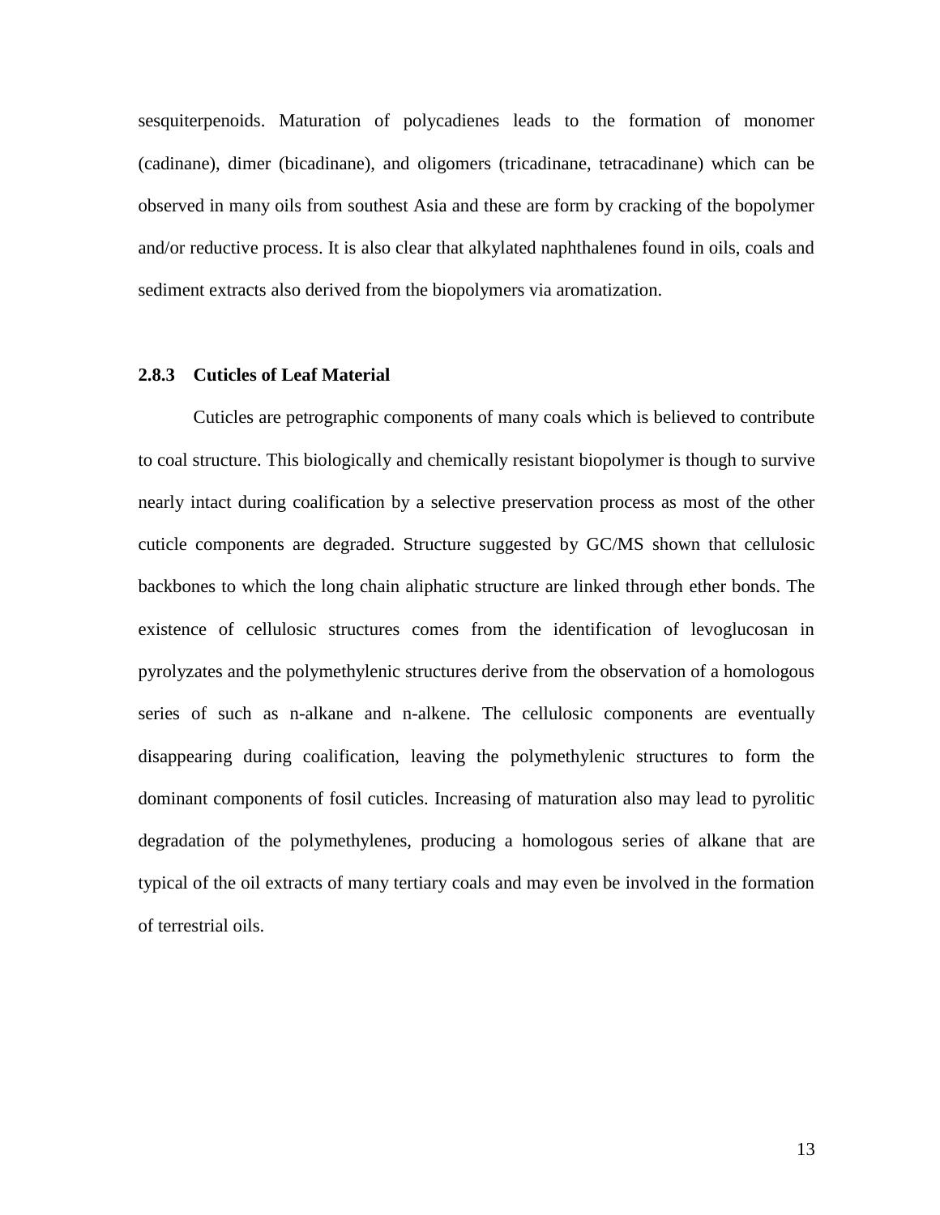sesquiterpenoids. Maturation of polycadienes leads to the formation of monomer (cadinane), dimer (bicadinane), and oligomers (tricadinane, tetracadinane) which can be observed in many oils from southest Asia and these are form by cracking of the bopolymer and/or reductive process. It is also clear that alkylated naphthalenes found in oils, coals and sediment extracts also derived from the biopolymers via aromatization.

### 2.8.3 Cuticles of Leaf Material

Cuticles are petrographic components of many coals which is believed to contribute to coal structure. This biologically and chemically resistant biopolymer is though to survive nearly intact during coalification by a selective preservation process as most of the other cuticle components are degraded. Structure suggested by GC/MS shown that cellulosic backbones to which the long chain aliphatic structure are linked through ether bonds. The existence of cellulosic structures comes from the identification of levoglucosan in pyrolyzates and the polymethylenic structures derive from the observation of a homologous series of such as n-alkane and n-alkene. The cellulosic components are eventually disappearing during coalification, leaving the polymethylenic structures to form the dominant components of fosil cuticles. Increasing of maturation also may lead to pyrolitic degradation of the polymethylenes, producing a homologous series of alkane that are typical of the oil extracts of many tertiary coals and may even be involved in the formation of terrestrial oils.